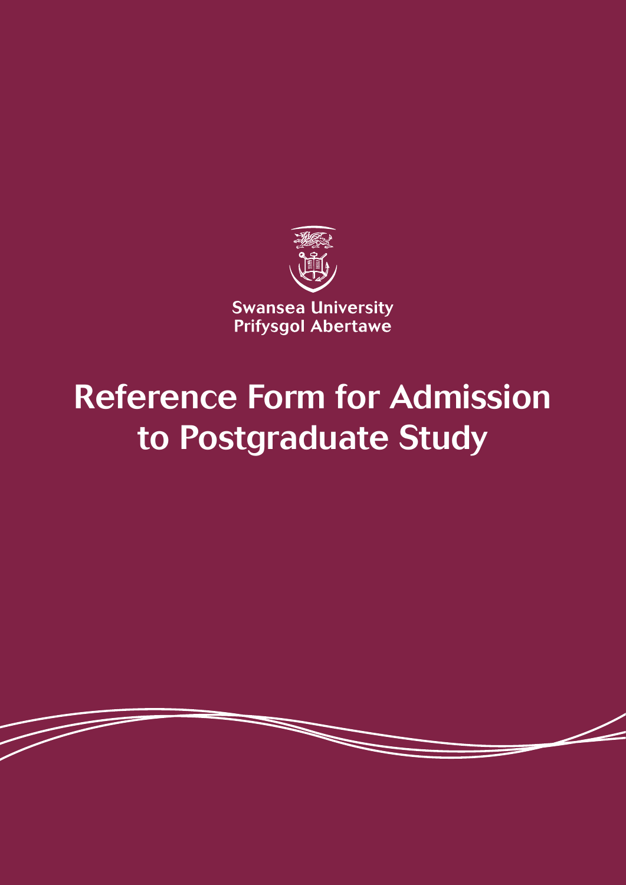Swansea University
Prifysgol Abertawe

# Reference Form for Admission to Postgraduate Study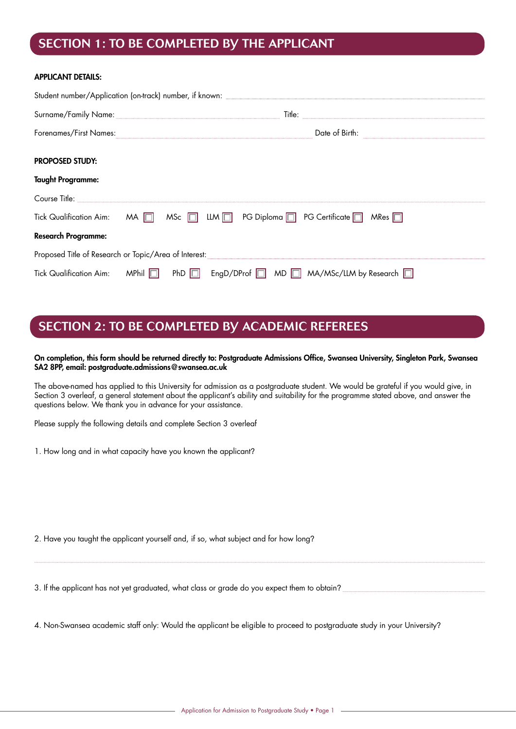## SECTION 1: TO BE COMPLETED BY THE APPLICANT

**APPLICANT DETAILS:**

Student number/Application (on-track) number, if known: ____________________

Surname/Family Name: ____________________ Title: ____________________

Forenames/First Names: ____________________ Date of Birth: ____________________

**PROPOSED STUDY:**

**Taught Programme:**

Course Title: ____________________

Tick Qualification Aim: MA ☐ MSc ☐ LLM ☐ PG Diploma ☐ PG Certificate ☐ MRes ☐

**Research Programme:**

Proposed Title of Research or Topic/Area of Interest: ____________________

Tick Qualification Aim: MPhil ☐ PhD ☐ EngD/DProf ☐ MD ☐ MA/MSc/LLM by Research ☐

## SECTION 2: TO BE COMPLETED BY ACADEMIC REFEREES

**On completion, this form should be returned directly to: Postgraduate Admissions Office, Swansea University, Singleton Park, Swansea SA2 8PP, email: postgraduate.admissions@swansea.ac.uk**

The above-named has applied to this University for admission as a postgraduate student. We would be grateful if you would give, in Section 3 overleaf, a general statement about the applicant's ability and suitability for the programme stated above, and answer the questions below. We thank you in advance for your assistance.

Please supply the following details and complete Section 3 overleaf

1. How long and in what capacity have you known the applicant?

2. Have you taught the applicant yourself and, if so, what subject and for how long?

____________________

3. If the applicant has not yet graduated, what class or grade do you expect them to obtain? ____________________

4. Non-Swansea academic staff only: Would the applicant be eligible to proceed to postgraduate study in your University?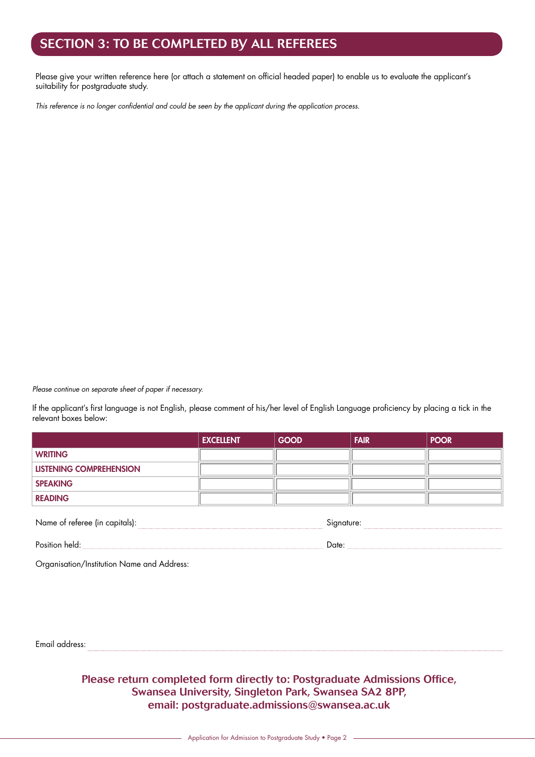## SECTION 3: TO BE COMPLETED BY ALL REFEREES

Please give your written reference here (or attach a statement on official headed paper) to enable us to evaluate the applicant's suitability for postgraduate study.

*This reference is no longer confidential and could be seen by the applicant during the application process.*

*Please continue on separate sheet of paper if necessary.*

If the applicant's first language is not English, please comment of his/her level of English Language proficiency by placing a tick in the relevant boxes below:

| | EXCELLENT | GOOD | FAIR | POOR |
|---|---|---|---|---|
| WRITING | | | | |
| LISTENING COMPREHENSION | | | | |
| SPEAKING | | | | |
| READING | | | | |

Name of referee (in capitals): ................................ Signature: ................................

Position held: ................................ Date: ................................

Organisation/Institution Name and Address:

Email address: ................................

**Please return completed form directly to: Postgraduate Admissions Office, Swansea University, Singleton Park, Swansea SA2 8PP, email: postgraduate.admissions@swansea.ac.uk**